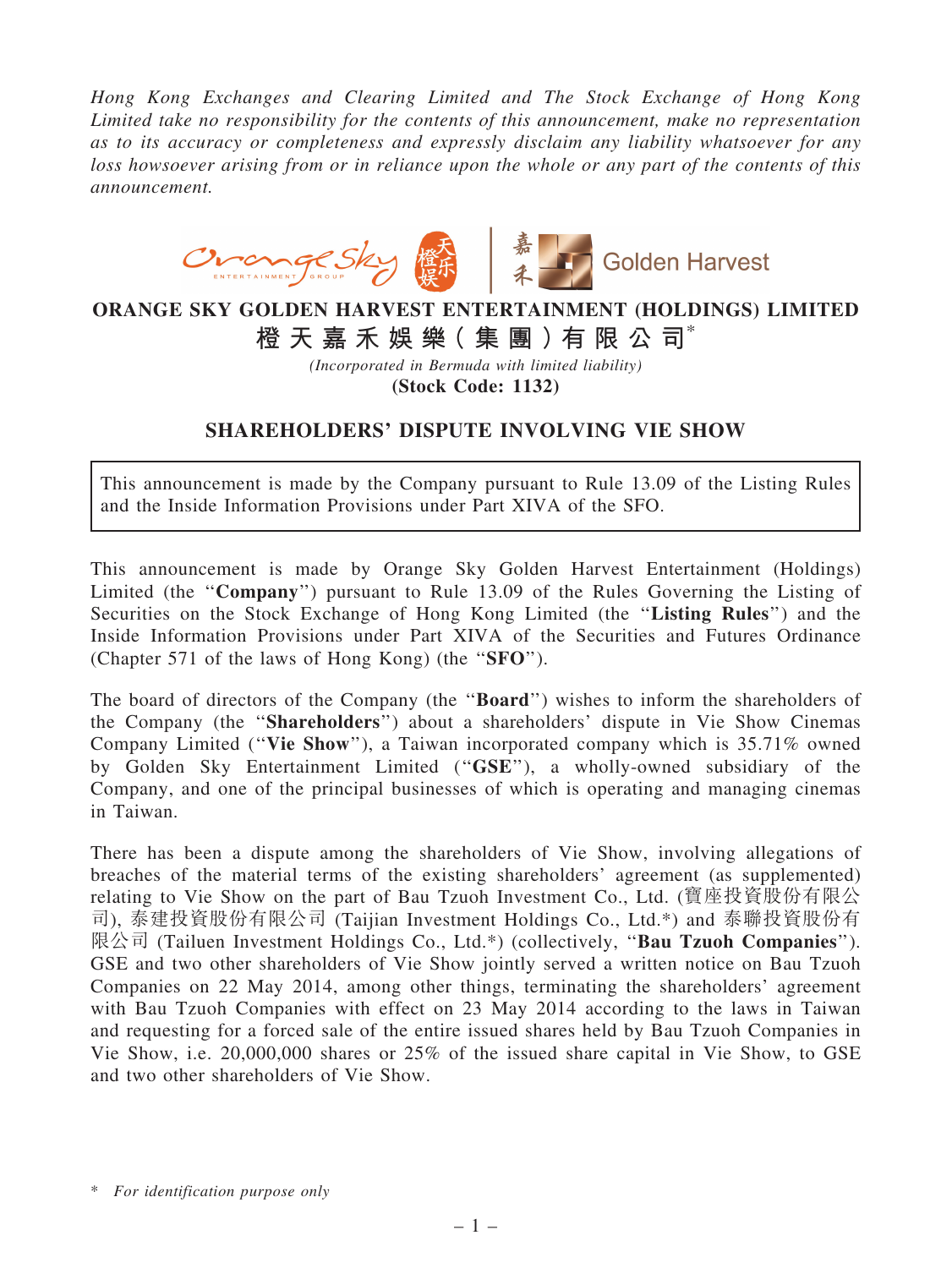*Hong Kong Exchanges and Clearing Limited and The Stock Exchange of Hong Kong Limited take no responsibility for the contents of this announcement, make no representation as to its accuracy or completeness and expressly disclaim any liability whatsoever for any loss howsoever arising from or in reliance upon the whole or any part of the contents of this announcement.*

# ORANGE SKY GOLDEN HARVEST ENTERTAINMENT (HOLDINGS) LIMITED

# 橙天嘉禾娛樂(集團)有限公司*

*(Incorporated in Bermuda with limited liability)*

**(Stock Code: 1132)**

## SHAREHOLDERS' DISPUTE INVOLVING VIE SHOW

This announcement is made by the Company pursuant to Rule 13.09 of the Listing Rules and the Inside Information Provisions under Part XIVA of the SFO.

This announcement is made by Orange Sky Golden Harvest Entertainment (Holdings) Limited (the "**Company**") pursuant to Rule 13.09 of the Rules Governing the Listing of Securities on the Stock Exchange of Hong Kong Limited (the "**Listing Rules**") and the Inside Information Provisions under Part XIVA of the Securities and Futures Ordinance (Chapter 571 of the laws of Hong Kong) (the "**SFO**").

The board of directors of the Company (the "**Board**") wishes to inform the shareholders of the Company (the "**Shareholders**") about a shareholders' dispute in Vie Show Cinemas Company Limited ("**Vie Show**"), a Taiwan incorporated company which is 35.71% owned by Golden Sky Entertainment Limited ("**GSE**"), a wholly-owned subsidiary of the Company, and one of the principal businesses of which is operating and managing cinemas in Taiwan.

There has been a dispute among the shareholders of Vie Show, involving allegations of breaches of the material terms of the existing shareholders' agreement (as supplemented) relating to Vie Show on the part of Bau Tzuoh Investment Co., Ltd. (寶座投資股份有限公司), 泰建投資股份有限公司 (Taijian Investment Holdings Co., Ltd.*) and 泰聯投資股份有限公司 (Tailuen Investment Holdings Co., Ltd.*) (collectively, "**Bau Tzuoh Companies**"). GSE and two other shareholders of Vie Show jointly served a written notice on Bau Tzuoh Companies on 22 May 2014, among other things, terminating the shareholders' agreement with Bau Tzuoh Companies with effect on 23 May 2014 according to the laws in Taiwan and requesting for a forced sale of the entire issued shares held by Bau Tzuoh Companies in Vie Show, i.e. 20,000,000 shares or 25% of the issued share capital in Vie Show, to GSE and two other shareholders of Vie Show.

\* *For identification purpose only*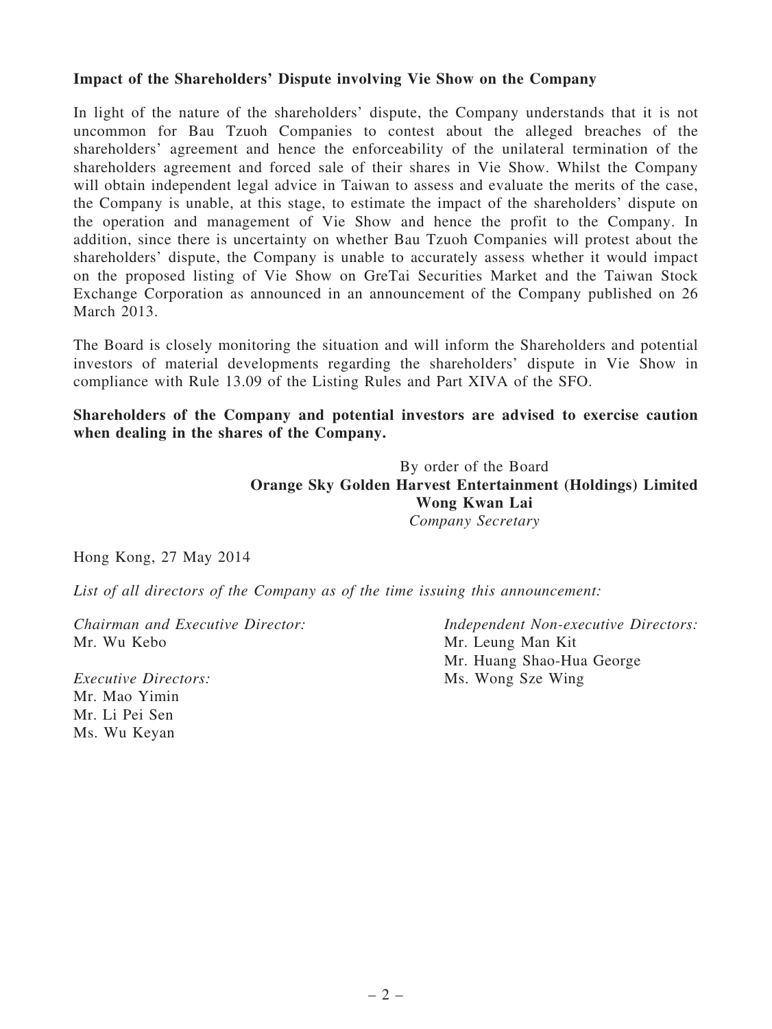**Impact of the Shareholders' Dispute involving Vie Show on the Company**

In light of the nature of the shareholders' dispute, the Company understands that it is not uncommon for Bau Tzuoh Companies to contest about the alleged breaches of the shareholders' agreement and hence the enforceability of the unilateral termination of the shareholders agreement and forced sale of their shares in Vie Show. Whilst the Company will obtain independent legal advice in Taiwan to assess and evaluate the merits of the case, the Company is unable, at this stage, to estimate the impact of the shareholders' dispute on the operation and management of Vie Show and hence the profit to the Company. In addition, since there is uncertainty on whether Bau Tzuoh Companies will protest about the shareholders' dispute, the Company is unable to accurately assess whether it would impact on the proposed listing of Vie Show on GreTai Securities Market and the Taiwan Stock Exchange Corporation as announced in an announcement of the Company published on 26 March 2013.

The Board is closely monitoring the situation and will inform the Shareholders and potential investors of material developments regarding the shareholders' dispute in Vie Show in compliance with Rule 13.09 of the Listing Rules and Part XIVA of the SFO.

**Shareholders of the Company and potential investors are advised to exercise caution when dealing in the shares of the Company.**

By order of the Board
**Orange Sky Golden Harvest Entertainment (Holdings) Limited**
**Wong Kwan Lai**
*Company Secretary*

Hong Kong, 27 May 2014

*List of all directors of the Company as of the time issuing this announcement:*

*Chairman and Executive Director:*
Mr. Wu Kebo

*Executive Directors:*
Mr. Mao Yimin
Mr. Li Pei Sen
Ms. Wu Keyan

*Independent Non-executive Directors:*
Mr. Leung Man Kit
Mr. Huang Shao-Hua George
Ms. Wong Sze Wing